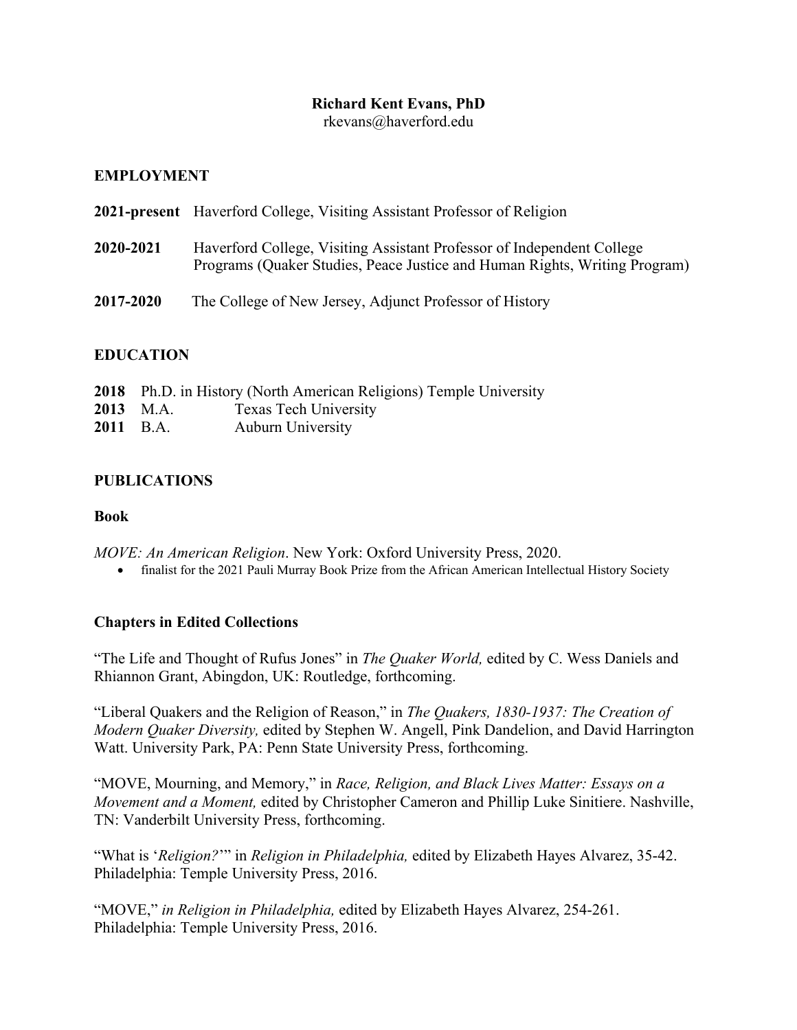**Richard Kent Evans, PhD**
rkevans@haverford.edu

## EMPLOYMENT

**2021-present** Haverford College, Visiting Assistant Professor of Religion

**2020-2021** Haverford College, Visiting Assistant Professor of Independent College Programs (Quaker Studies, Peace Justice and Human Rights, Writing Program)

**2017-2020** The College of New Jersey, Adjunct Professor of History

## EDUCATION

**2018** Ph.D. in History (North American Religions) Temple University
**2013** M.A. Texas Tech University
**2011** B.A. Auburn University

## PUBLICATIONS

### Book

*MOVE: An American Religion*. New York: Oxford University Press, 2020.

- finalist for the 2021 Pauli Murray Book Prize from the African American Intellectual History Society

### Chapters in Edited Collections

"The Life and Thought of Rufus Jones" in *The Quaker World,* edited by C. Wess Daniels and Rhiannon Grant, Abingdon, UK: Routledge, forthcoming.

"Liberal Quakers and the Religion of Reason," in *The Quakers, 1830-1937: The Creation of Modern Quaker Diversity,* edited by Stephen W. Angell, Pink Dandelion, and David Harrington Watt. University Park, PA: Penn State University Press, forthcoming.

"MOVE, Mourning, and Memory," in *Race, Religion, and Black Lives Matter: Essays on a Movement and a Moment,* edited by Christopher Cameron and Phillip Luke Sinitiere. Nashville, TN: Vanderbilt University Press, forthcoming.

"What is '*Religion?*'" in *Religion in Philadelphia,* edited by Elizabeth Hayes Alvarez, 35-42. Philadelphia: Temple University Press, 2016.

"MOVE," *in Religion in Philadelphia,* edited by Elizabeth Hayes Alvarez, 254-261. Philadelphia: Temple University Press, 2016.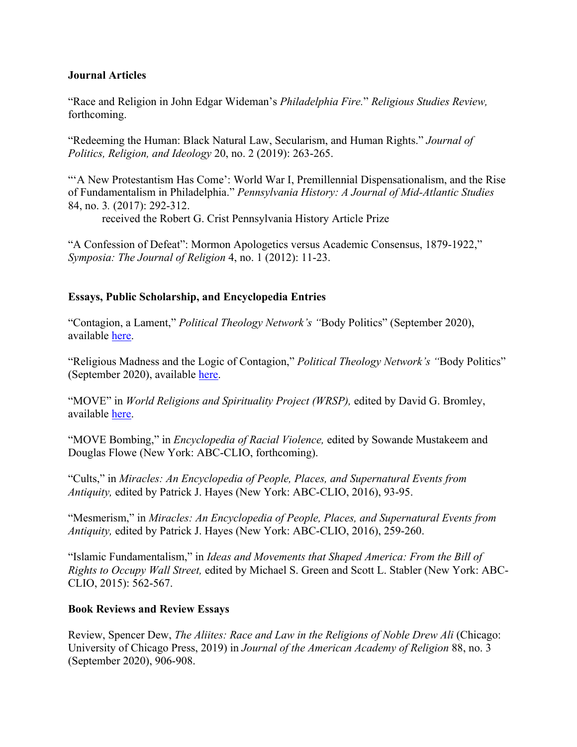**Journal Articles**

"Race and Religion in John Edgar Wideman's *Philadelphia Fire.*" *Religious Studies Review,* forthcoming.

"Redeeming the Human: Black Natural Law, Secularism, and Human Rights." *Journal of Politics, Religion, and Ideology* 20, no. 2 (2019): 263-265.

"'A New Protestantism Has Come': World War I, Premillennial Dispensationalism, and the Rise of Fundamentalism in Philadelphia." *Pennsylvania History: A Journal of Mid-Atlantic Studies* 84, no. 3*.* (2017): 292-312.
    received the Robert G. Crist Pennsylvania History Article Prize

"A Confession of Defeat": Mormon Apologetics versus Academic Consensus, 1879-1922," *Symposia: The Journal of Religion* 4, no. 1 (2012): 11-23.

**Essays, Public Scholarship, and Encyclopedia Entries**

"Contagion, a Lament," *Political Theology Network's "*Body Politics" (September 2020), available here.

"Religious Madness and the Logic of Contagion," *Political Theology Network's "*Body Politics" (September 2020), available here.

"MOVE" in *World Religions and Spirituality Project (WRSP),* edited by David G. Bromley, available here.

"MOVE Bombing," in *Encyclopedia of Racial Violence,* edited by Sowande Mustakeem and Douglas Flowe (New York: ABC-CLIO, forthcoming).

"Cults," in *Miracles: An Encyclopedia of People, Places, and Supernatural Events from Antiquity,* edited by Patrick J. Hayes (New York: ABC-CLIO, 2016), 93-95.

"Mesmerism," in *Miracles: An Encyclopedia of People, Places, and Supernatural Events from Antiquity,* edited by Patrick J. Hayes (New York: ABC-CLIO, 2016), 259-260.

"Islamic Fundamentalism," in *Ideas and Movements that Shaped America: From the Bill of Rights to Occupy Wall Street,* edited by Michael S. Green and Scott L. Stabler (New York: ABC-CLIO, 2015): 562-567.

**Book Reviews and Review Essays**

Review, Spencer Dew, *The Aliites: Race and Law in the Religions of Noble Drew Ali* (Chicago: University of Chicago Press, 2019) in *Journal of the American Academy of Religion* 88, no. 3 (September 2020), 906-908.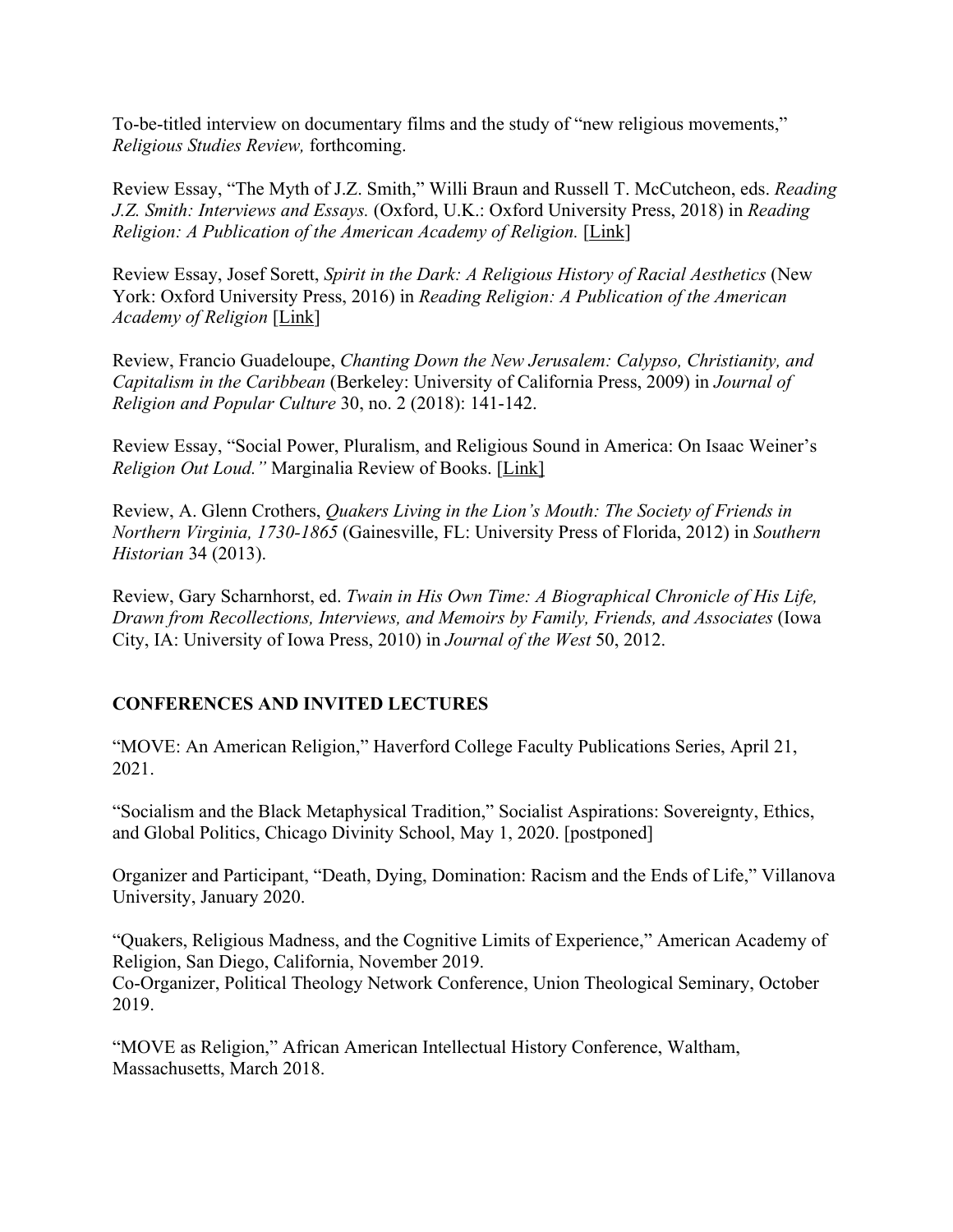To-be-titled interview on documentary films and the study of "new religious movements," *Religious Studies Review,* forthcoming.

Review Essay, "The Myth of J.Z. Smith," Willi Braun and Russell T. McCutcheon, eds. *Reading J.Z. Smith: Interviews and Essays.* (Oxford, U.K.: Oxford University Press, 2018) in *Reading Religion: A Publication of the American Academy of Religion.* [Link]

Review Essay, Josef Sorett, *Spirit in the Dark: A Religious History of Racial Aesthetics* (New York: Oxford University Press, 2016) in *Reading Religion: A Publication of the American Academy of Religion* [Link]

Review, Francio Guadeloupe, *Chanting Down the New Jerusalem: Calypso, Christianity, and Capitalism in the Caribbean* (Berkeley: University of California Press, 2009) in *Journal of Religion and Popular Culture* 30, no. 2 (2018): 141-142.

Review Essay, "Social Power, Pluralism, and Religious Sound in America: On Isaac Weiner's *Religion Out Loud.*" Marginalia Review of Books. [Link]

Review, A. Glenn Crothers, *Quakers Living in the Lion's Mouth: The Society of Friends in Northern Virginia, 1730-1865* (Gainesville, FL: University Press of Florida, 2012) in *Southern Historian* 34 (2013).

Review, Gary Scharnhorst, ed. *Twain in His Own Time: A Biographical Chronicle of His Life, Drawn from Recollections, Interviews, and Memoirs by Family, Friends, and Associates* (Iowa City, IA: University of Iowa Press, 2010) in *Journal of the West* 50, 2012.

## CONFERENCES AND INVITED LECTURES

"MOVE: An American Religion," Haverford College Faculty Publications Series, April 21, 2021.

"Socialism and the Black Metaphysical Tradition," Socialist Aspirations: Sovereignty, Ethics, and Global Politics, Chicago Divinity School, May 1, 2020. [postponed]

Organizer and Participant, "Death, Dying, Domination: Racism and the Ends of Life," Villanova University, January 2020.

"Quakers, Religious Madness, and the Cognitive Limits of Experience," American Academy of Religion, San Diego, California, November 2019.
Co-Organizer, Political Theology Network Conference, Union Theological Seminary, October 2019.

"MOVE as Religion," African American Intellectual History Conference, Waltham, Massachusetts, March 2018.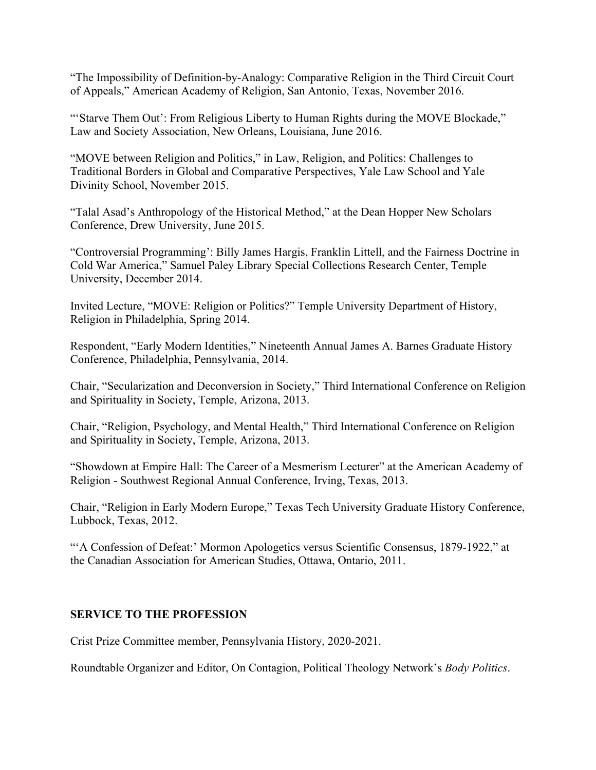"The Impossibility of Definition-by-Analogy: Comparative Religion in the Third Circuit Court of Appeals," American Academy of Religion, San Antonio, Texas, November 2016.

"'Starve Them Out': From Religious Liberty to Human Rights during the MOVE Blockade," Law and Society Association, New Orleans, Louisiana, June 2016.

"MOVE between Religion and Politics," in Law, Religion, and Politics: Challenges to Traditional Borders in Global and Comparative Perspectives, Yale Law School and Yale Divinity School, November 2015.

"Talal Asad's Anthropology of the Historical Method," at the Dean Hopper New Scholars Conference, Drew University, June 2015.

"Controversial Programming': Billy James Hargis, Franklin Littell, and the Fairness Doctrine in Cold War America," Samuel Paley Library Special Collections Research Center, Temple University, December 2014.

Invited Lecture, "MOVE: Religion or Politics?" Temple University Department of History, Religion in Philadelphia, Spring 2014.

Respondent, "Early Modern Identities," Nineteenth Annual James A. Barnes Graduate History Conference, Philadelphia, Pennsylvania, 2014.

Chair, "Secularization and Deconversion in Society," Third International Conference on Religion and Spirituality in Society, Temple, Arizona, 2013.

Chair, "Religion, Psychology, and Mental Health," Third International Conference on Religion and Spirituality in Society, Temple, Arizona, 2013.

"Showdown at Empire Hall: The Career of a Mesmerism Lecturer" at the American Academy of Religion - Southwest Regional Annual Conference, Irving, Texas, 2013.

Chair, "Religion in Early Modern Europe," Texas Tech University Graduate History Conference, Lubbock, Texas, 2012.

"'A Confession of Defeat:' Mormon Apologetics versus Scientific Consensus, 1879-1922," at the Canadian Association for American Studies, Ottawa, Ontario, 2011.

## SERVICE TO THE PROFESSION

Crist Prize Committee member, Pennsylvania History, 2020-2021.

Roundtable Organizer and Editor, On Contagion, Political Theology Network's *Body Politics*.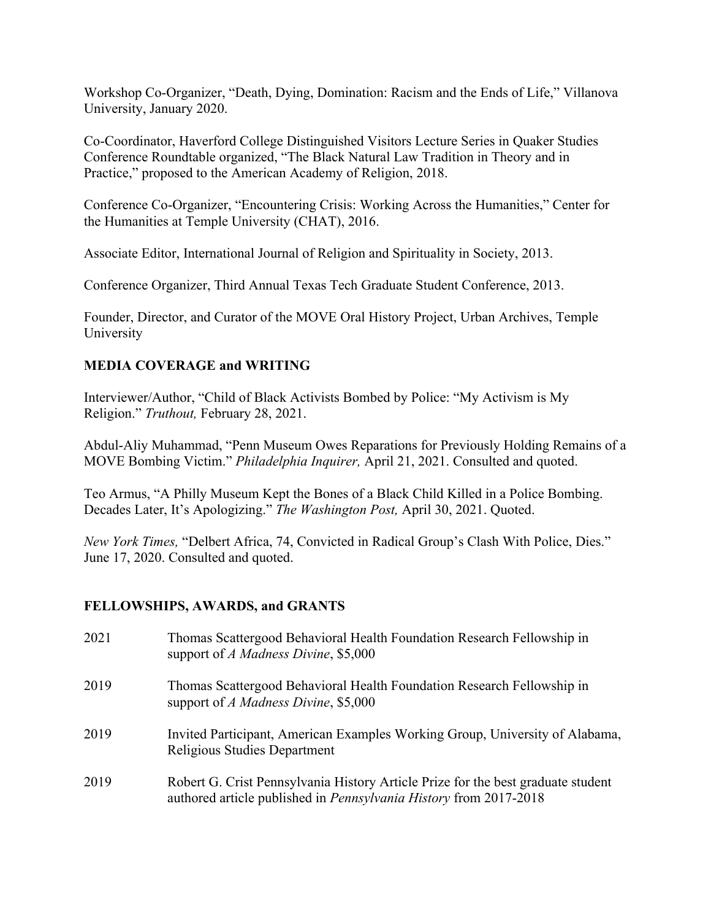Workshop Co-Organizer, "Death, Dying, Domination: Racism and the Ends of Life," Villanova University, January 2020.

Co-Coordinator, Haverford College Distinguished Visitors Lecture Series in Quaker Studies Conference Roundtable organized, "The Black Natural Law Tradition in Theory and in Practice," proposed to the American Academy of Religion, 2018.

Conference Co-Organizer, "Encountering Crisis: Working Across the Humanities," Center for the Humanities at Temple University (CHAT), 2016.

Associate Editor, International Journal of Religion and Spirituality in Society, 2013.

Conference Organizer, Third Annual Texas Tech Graduate Student Conference, 2013.

Founder, Director, and Curator of the MOVE Oral History Project, Urban Archives, Temple University

## MEDIA COVERAGE and WRITING

Interviewer/Author, "Child of Black Activists Bombed by Police: "My Activism is My Religion." *Truthout,* February 28, 2021.

Abdul-Aliy Muhammad, "Penn Museum Owes Reparations for Previously Holding Remains of a MOVE Bombing Victim." *Philadelphia Inquirer,* April 21, 2021. Consulted and quoted.

Teo Armus, "A Philly Museum Kept the Bones of a Black Child Killed in a Police Bombing. Decades Later, It's Apologizing." *The Washington Post,* April 30, 2021. Quoted.

*New York Times,* "Delbert Africa, 74, Convicted in Radical Group's Clash With Police, Dies." June 17, 2020. Consulted and quoted.

## FELLOWSHIPS, AWARDS, and GRANTS

2021 — Thomas Scattergood Behavioral Health Foundation Research Fellowship in support of *A Madness Divine*, $5,000

2019 — Thomas Scattergood Behavioral Health Foundation Research Fellowship in support of *A Madness Divine*, $5,000

2019 — Invited Participant, American Examples Working Group, University of Alabama, Religious Studies Department

2019 — Robert G. Crist Pennsylvania History Article Prize for the best graduate student authored article published in *Pennsylvania History* from 2017-2018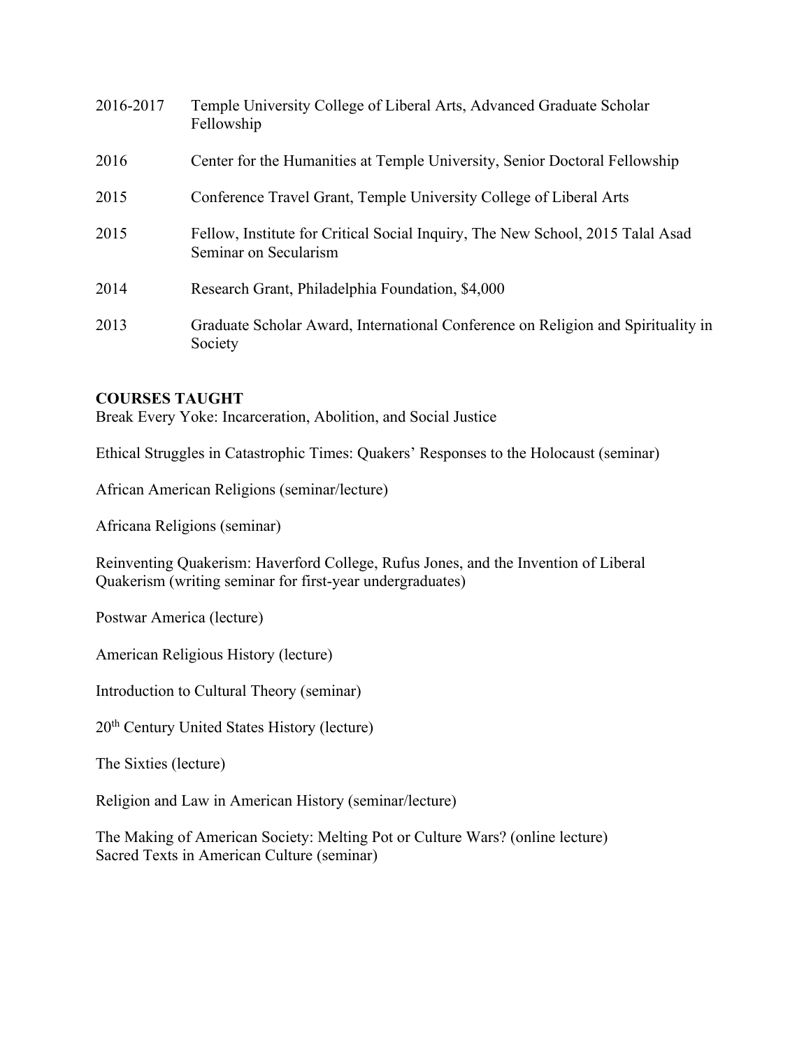| | |
|---|---|
| 2016-2017 | Temple University College of Liberal Arts, Advanced Graduate Scholar Fellowship |
| 2016 | Center for the Humanities at Temple University, Senior Doctoral Fellowship |
| 2015 | Conference Travel Grant, Temple University College of Liberal Arts |
| 2015 | Fellow, Institute for Critical Social Inquiry, The New School, 2015 Talal Asad Seminar on Secularism |
| 2014 | Research Grant, Philadelphia Foundation, $4,000 |
| 2013 | Graduate Scholar Award, International Conference on Religion and Spirituality in Society |

**COURSES TAUGHT**

Break Every Yoke: Incarceration, Abolition, and Social Justice

Ethical Struggles in Catastrophic Times: Quakers' Responses to the Holocaust (seminar)

African American Religions (seminar/lecture)

Africana Religions (seminar)

Reinventing Quakerism: Haverford College, Rufus Jones, and the Invention of Liberal Quakerism (writing seminar for first-year undergraduates)

Postwar America (lecture)

American Religious History (lecture)

Introduction to Cultural Theory (seminar)

20th Century United States History (lecture)

The Sixties (lecture)

Religion and Law in American History (seminar/lecture)

The Making of American Society: Melting Pot or Culture Wars? (online lecture)

Sacred Texts in American Culture (seminar)